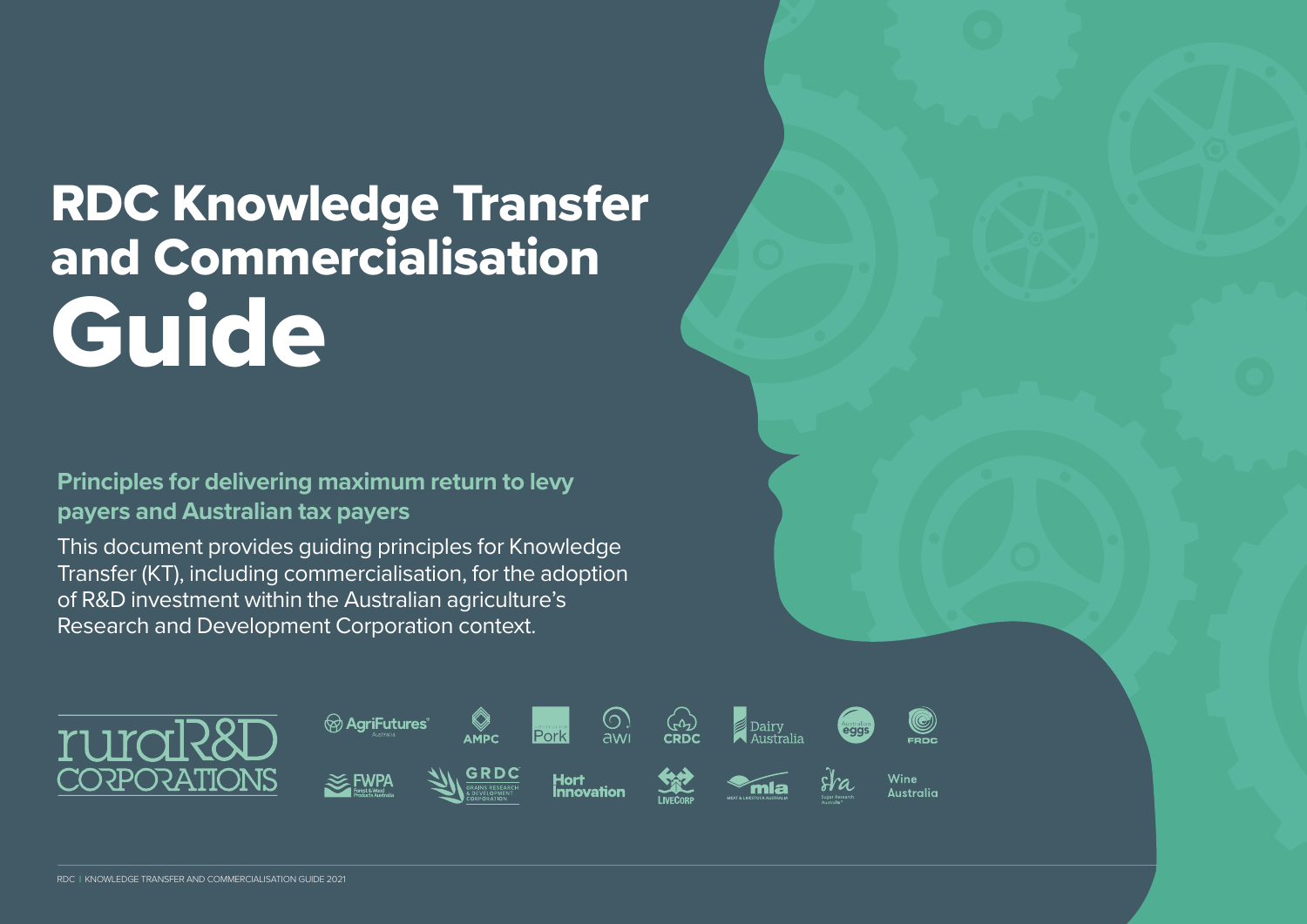# RDC Knowledge Transfer and Commercialisation Guide

## Principles for delivering maximum return to levy payers and Australian tax payers

This document provides guiding principles for Knowledge Transfer (KT), including commercialisation, for the adoption of R&D investment within the Australian agriculture's Research and Development Corporation context.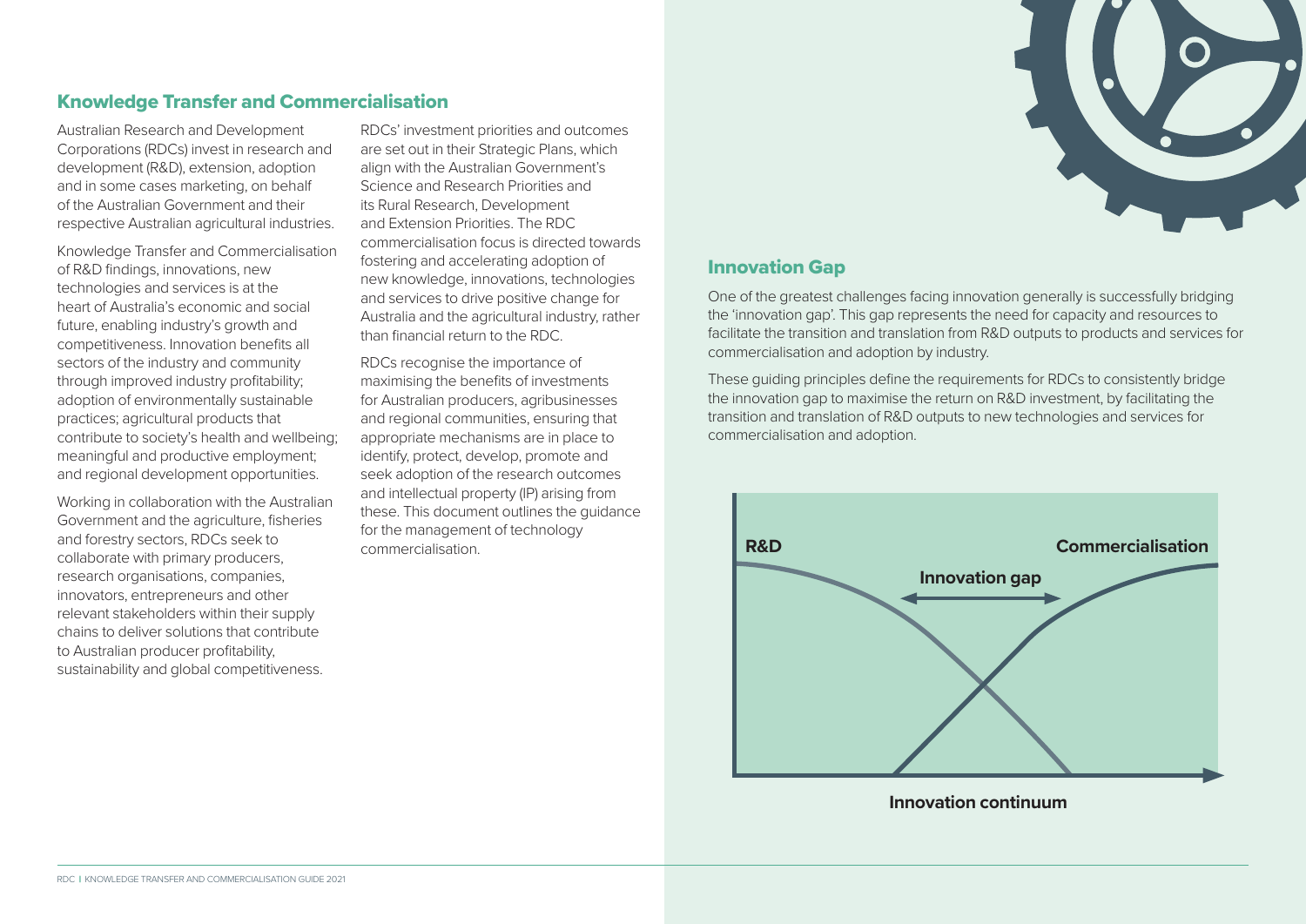## Knowledge Transfer and Commercialisation

Australian Research and Development Corporations (RDCs) invest in research and development (R&D), extension, adoption and in some cases marketing, on behalf of the Australian Government and their respective Australian agricultural industries.

Knowledge Transfer and Commercialisation of R&D findings, innovations, new technologies and services is at the heart of Australia's economic and social future, enabling industry's growth and competitiveness. Innovation benefits all sectors of the industry and community through improved industry profitability; adoption of environmentally sustainable practices; agricultural products that contribute to society's health and wellbeing; meaningful and productive employment; and regional development opportunities.

Working in collaboration with the Australian Government and the agriculture, fisheries and forestry sectors, RDCs seek to collaborate with primary producers, research organisations, companies, innovators, entrepreneurs and other relevant stakeholders within their supply chains to deliver solutions that contribute to Australian producer profitability, sustainability and global competitiveness.

RDCs' investment priorities and outcomes are set out in their Strategic Plans, which align with the Australian Government's Science and Research Priorities and its Rural Research, Development and Extension Priorities. The RDC commercialisation focus is directed towards fostering and accelerating adoption of new knowledge, innovations, technologies and services to drive positive change for Australia and the agricultural industry, rather than financial return to the RDC.

RDCs recognise the importance of maximising the benefits of investments for Australian producers, agribusinesses and regional communities, ensuring that appropriate mechanisms are in place to identify, protect, develop, promote and seek adoption of the research outcomes and intellectual property (IP) arising from these. This document outlines the guidance for the management of technology commercialisation.

## Innovation Gap

One of the greatest challenges facing innovation generally is successfully bridging the 'innovation gap'. This gap represents the need for capacity and resources to facilitate the transition and translation from R&D outputs to products and services for commercialisation and adoption by industry.

These guiding principles define the requirements for RDCs to consistently bridge the innovation gap to maximise the return on R&D investment, by facilitating the transition and translation of R&D outputs to new technologies and services for commercialisation and adoption.

**R&D** **Innovation gap** **Commercialisation**

**Innovation continuum**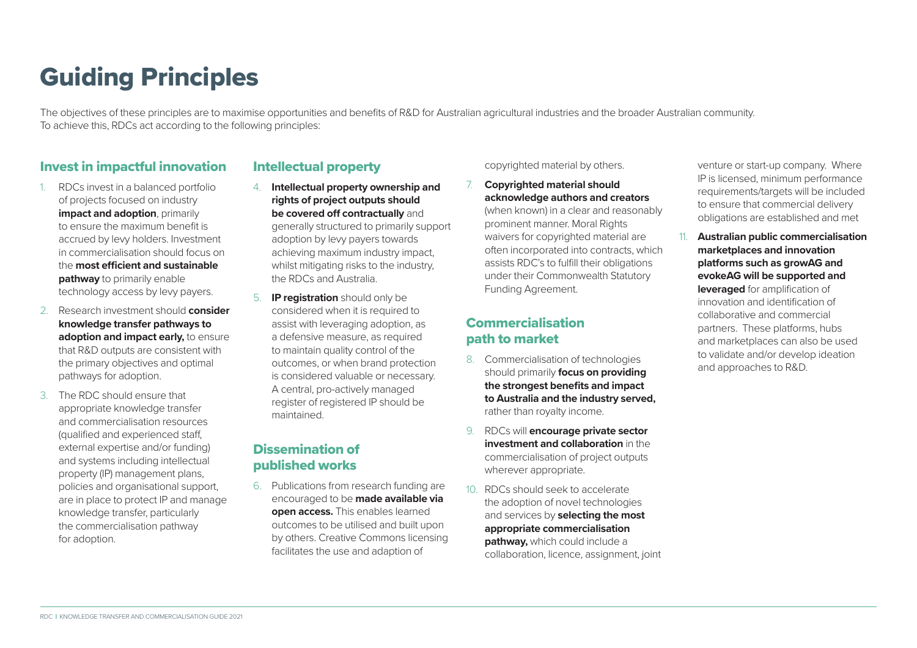# Guiding Principles

The objectives of these principles are to maximise opportunities and benefits of R&D for Australian agricultural industries and the broader Australian community. To achieve this, RDCs act according to the following principles:

## Invest in impactful innovation

1. RDCs invest in a balanced portfolio of projects focused on industry **impact and adoption**, primarily to ensure the maximum benefit is accrued by levy holders. Investment in commercialisation should focus on the **most efficient and sustainable pathway** to primarily enable technology access by levy payers.
2. Research investment should **consider knowledge transfer pathways to adoption and impact early,** to ensure that R&D outputs are consistent with the primary objectives and optimal pathways for adoption.
3. The RDC should ensure that appropriate knowledge transfer and commercialisation resources (qualified and experienced staff, external expertise and/or funding) and systems including intellectual property (IP) management plans, policies and organisational support, are in place to protect IP and manage knowledge transfer, particularly the commercialisation pathway for adoption.

## Intellectual property

4. **Intellectual property ownership and rights of project outputs should be covered off contractually** and generally structured to primarily support adoption by levy payers towards achieving maximum industry impact, whilst mitigating risks to the industry, the RDCs and Australia.
5. **IP registration** should only be considered when it is required to assist with leveraging adoption, as a defensive measure, as required to maintain quality control of the outcomes, or when brand protection is considered valuable or necessary. A central, pro-actively managed register of registered IP should be maintained.

## Dissemination of published works

6. Publications from research funding are encouraged to be **made available via open access.** This enables learned outcomes to be utilised and built upon by others. Creative Commons licensing facilitates the use and adaption of copyrighted material by others.
7. **Copyrighted material should acknowledge authors and creators** (when known) in a clear and reasonably prominent manner. Moral Rights waivers for copyrighted material are often incorporated into contracts, which assists RDC's to fulfill their obligations under their Commonwealth Statutory Funding Agreement.

## Commercialisation path to market

8. Commercialisation of technologies should primarily **focus on providing the strongest benefits and impact to Australia and the industry served,** rather than royalty income.
9. RDCs will **encourage private sector investment and collaboration** in the commercialisation of project outputs wherever appropriate.
10. RDCs should seek to accelerate the adoption of novel technologies and services by **selecting the most appropriate commercialisation pathway,** which could include a collaboration, licence, assignment, joint venture or start-up company. Where IP is licensed, minimum performance requirements/targets will be included to ensure that commercial delivery obligations are established and met
11. **Australian public commercialisation marketplaces and innovation platforms such as growAG and evokeAG will be supported and leveraged** for amplification of innovation and identification of collaborative and commercial partners. These platforms, hubs and marketplaces can also be used to validate and/or develop ideation and approaches to R&D.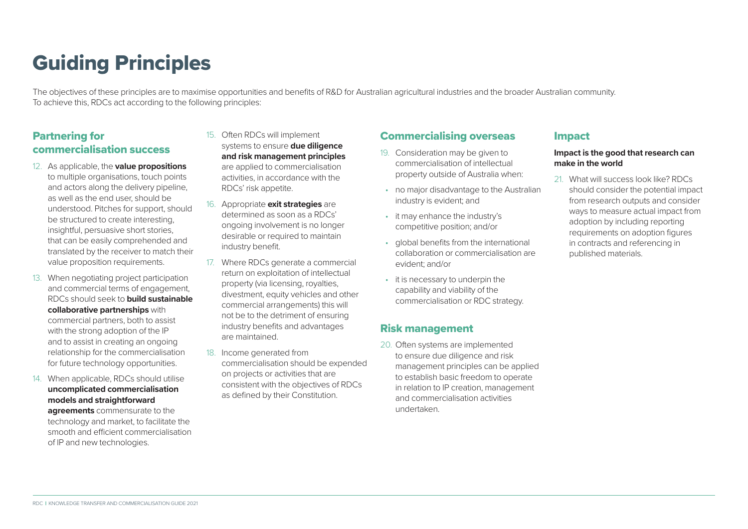# Guiding Principles

The objectives of these principles are to maximise opportunities and benefits of R&D for Australian agricultural industries and the broader Australian community. To achieve this, RDCs act according to the following principles:

## Partnering for commercialisation success

12. As applicable, the **value propositions** to multiple organisations, touch points and actors along the delivery pipeline, as well as the end user, should be understood. Pitches for support, should be structured to create interesting, insightful, persuasive short stories, that can be easily comprehended and translated by the receiver to match their value proposition requirements.
13. When negotiating project participation and commercial terms of engagement, RDCs should seek to **build sustainable collaborative partnerships** with commercial partners, both to assist with the strong adoption of the IP and to assist in creating an ongoing relationship for the commercialisation for future technology opportunities.
14. When applicable, RDCs should utilise **uncomplicated commercialisation models and straightforward agreements** commensurate to the technology and market, to facilitate the smooth and efficient commercialisation of IP and new technologies.
15. Often RDCs will implement systems to ensure **due diligence and risk management principles** are applied to commercialisation activities, in accordance with the RDCs' risk appetite.
16. Appropriate **exit strategies** are determined as soon as a RDCs' ongoing involvement is no longer desirable or required to maintain industry benefit.
17. Where RDCs generate a commercial return on exploitation of intellectual property (via licensing, royalties, divestment, equity vehicles and other commercial arrangements) this will not be to the detriment of ensuring industry benefits and advantages are maintained.
18. Income generated from commercialisation should be expended on projects or activities that are consistent with the objectives of RDCs as defined by their Constitution.

## Commercialising overseas

19. Consideration may be given to commercialisation of intellectual property outside of Australia when:
    - no major disadvantage to the Australian industry is evident; and
    - it may enhance the industry's competitive position; and/or
    - global benefits from the international collaboration or commercialisation are evident; and/or
    - it is necessary to underpin the capability and viability of the commercialisation or RDC strategy.

## Risk management

20. Often systems are implemented to ensure due diligence and risk management principles can be applied to establish basic freedom to operate in relation to IP creation, management and commercialisation activities undertaken.

## Impact

**Impact is the good that research can make in the world**

21. What will success look like? RDCs should consider the potential impact from research outputs and consider ways to measure actual impact from adoption by including reporting requirements on adoption figures in contracts and referencing in published materials.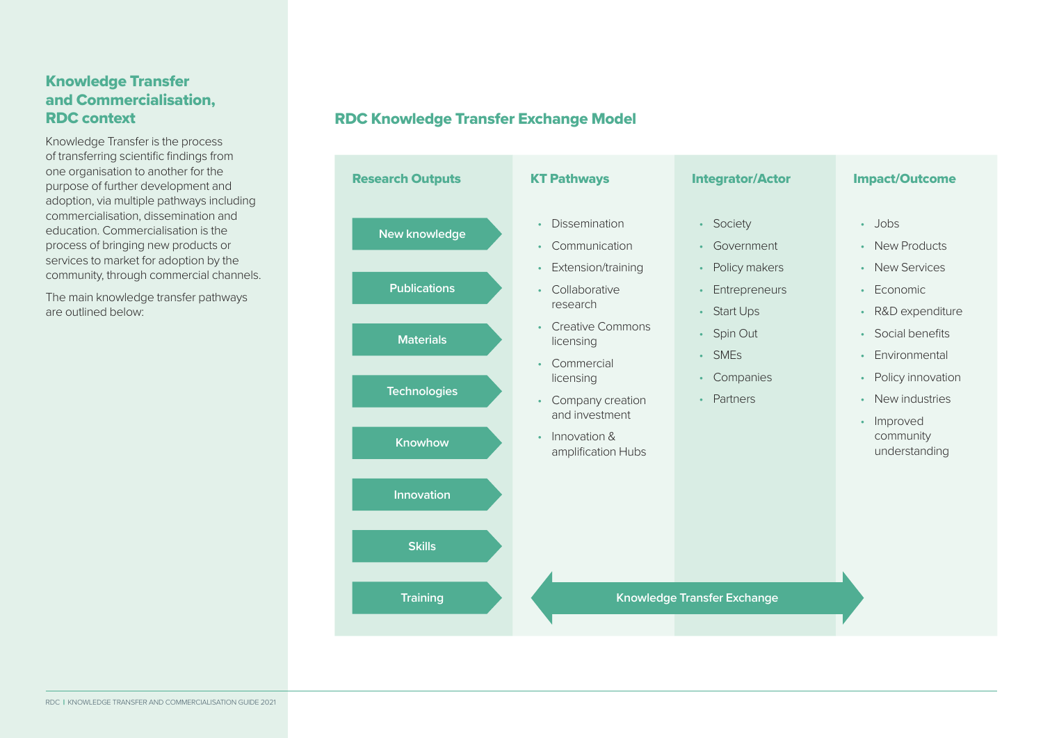## Knowledge Transfer and Commercialisation, RDC context

Knowledge Transfer is the process of transferring scientific findings from one organisation to another for the purpose of further development and adoption, via multiple pathways including commercialisation, dissemination and education. Commercialisation is the process of bringing new products or services to market for adoption by the community, through commercial channels.

The main knowledge transfer pathways are outlined below:

### RDC Knowledge Transfer Exchange Model

| Research Outputs | KT Pathways | Integrator/Actor | Impact/Outcome |
| --- | --- | --- | --- |
| New knowledge | Dissemination | Society | Jobs |
| Publications | Communication | Government | New Products |
| Materials | Extension/training | Policy makers | New Services |
| Technologies | Collaborative research | Entrepreneurs | Economic |
| Knowhow | Creative Commons licensing | Start Ups | R&D expenditure |
| Innovation | Commercial licensing | Spin Out | Social benefits |
| Skills | Company creation and investment | SMEs | Environmental |
| Training | Innovation & amplification Hubs | Companies | Policy innovation |
| | | Partners | New industries |
| | | | Improved community understanding |

Knowledge Transfer Exchange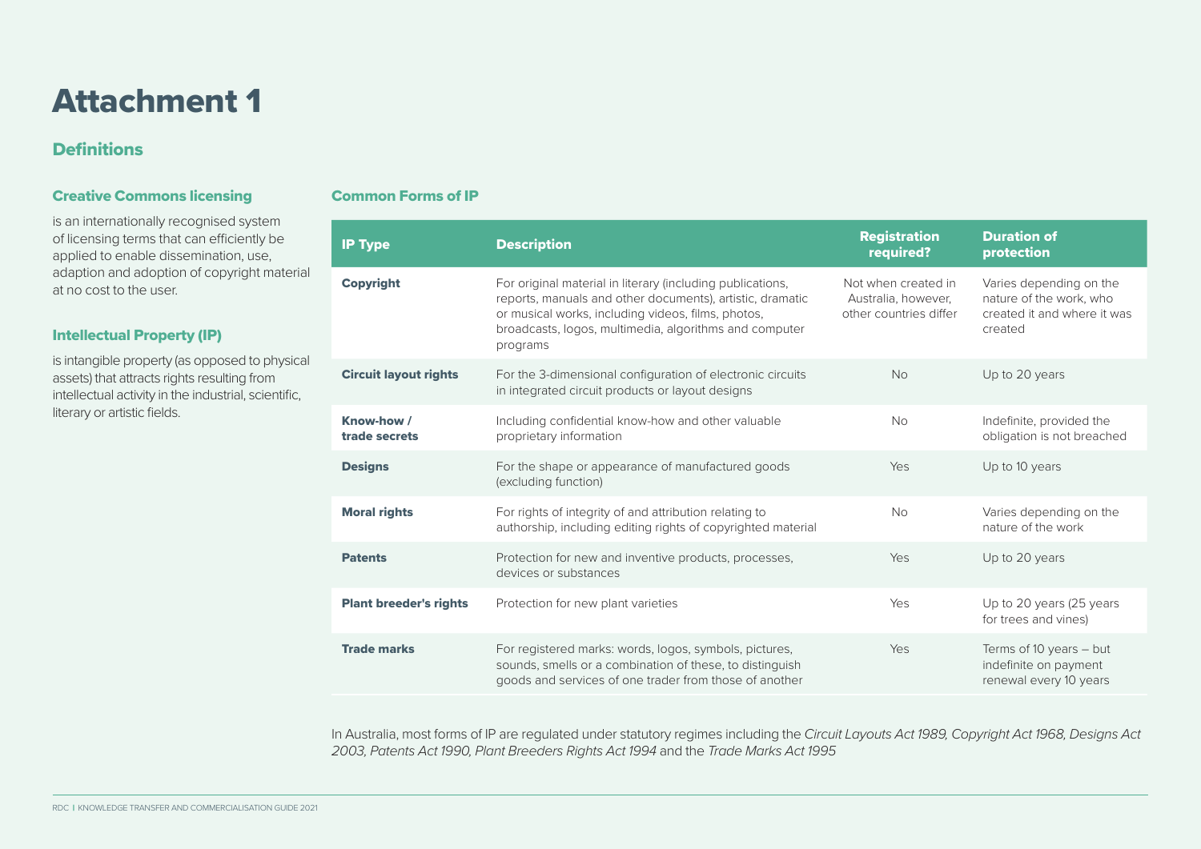# Attachment 1

## Definitions

### Creative Commons licensing

is an internationally recognised system of licensing terms that can efficiently be applied to enable dissemination, use, adaption and adoption of copyright material at no cost to the user.

### Intellectual Property (IP)

is intangible property (as opposed to physical assets) that attracts rights resulting from intellectual activity in the industrial, scientific, literary or artistic fields.

### Common Forms of IP

| IP Type | Description | Registration required? | Duration of protection |
|---|---|---|---|
| **Copyright** | For original material in literary (including publications, reports, manuals and other documents), artistic, dramatic or musical works, including videos, films, photos, broadcasts, logos, multimedia, algorithms and computer programs | Not when created in Australia, however, other countries differ | Varies depending on the nature of the work, who created it and where it was created |
| **Circuit layout rights** | For the 3-dimensional configuration of electronic circuits in integrated circuit products or layout designs | No | Up to 20 years |
| **Know-how / trade secrets** | Including confidential know-how and other valuable proprietary information | No | Indefinite, provided the obligation is not breached |
| **Designs** | For the shape or appearance of manufactured goods (excluding function) | Yes | Up to 10 years |
| **Moral rights** | For rights of integrity of and attribution relating to authorship, including editing rights of copyrighted material | No | Varies depending on the nature of the work |
| **Patents** | Protection for new and inventive products, processes, devices or substances | Yes | Up to 20 years |
| **Plant breeder's rights** | Protection for new plant varieties | Yes | Up to 20 years (25 years for trees and vines) |
| **Trade marks** | For registered marks: words, logos, symbols, pictures, sounds, smells or a combination of these, to distinguish goods and services of one trader from those of another | Yes | Terms of 10 years – but indefinite on payment renewal every 10 years |

In Australia, most forms of IP are regulated under statutory regimes including the *Circuit Layouts Act 1989, Copyright Act 1968, Designs Act 2003, Patents Act 1990, Plant Breeders Rights Act 1994* and the *Trade Marks Act 1995*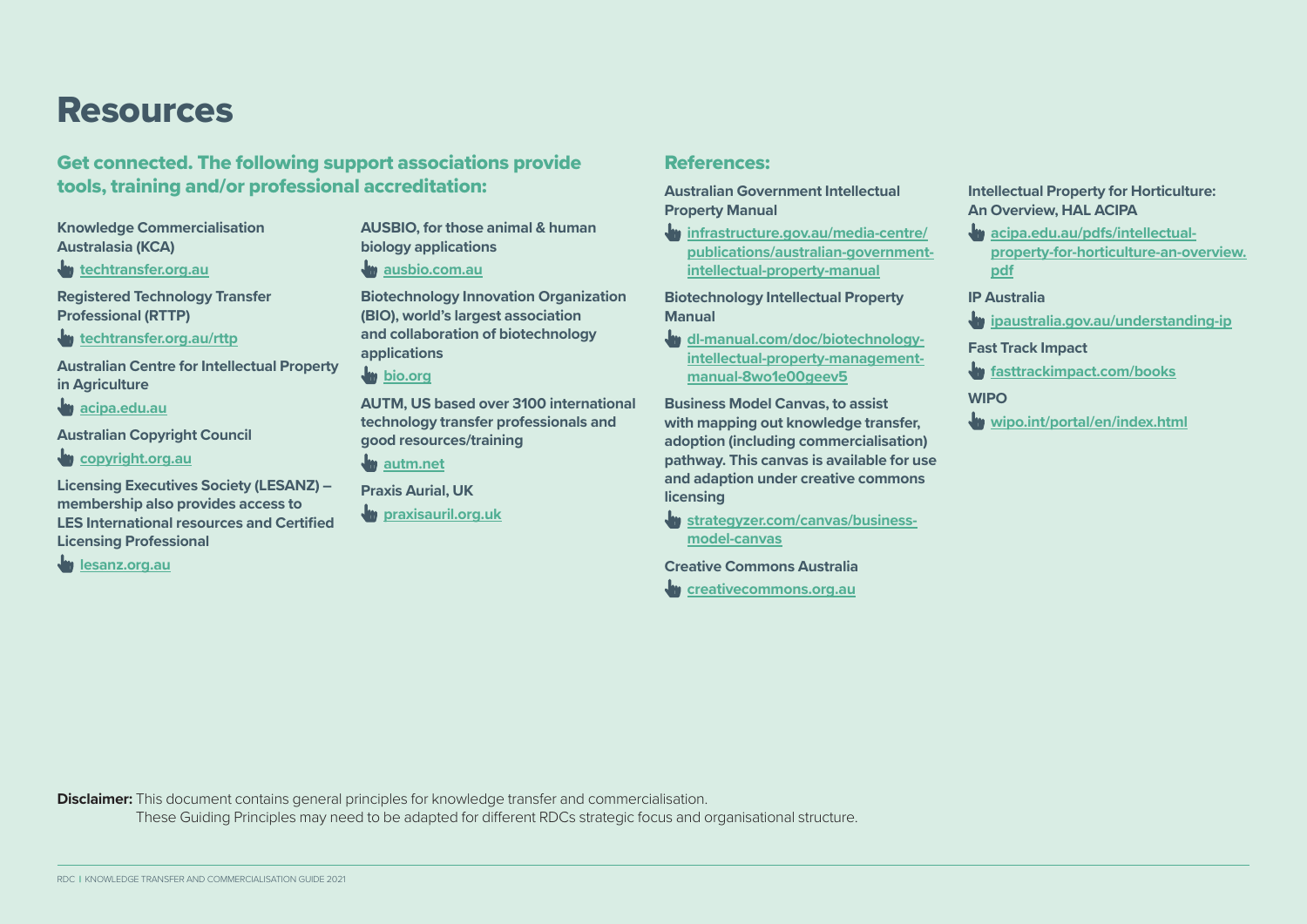# Resources

## Get connected. The following support associations provide tools, training and/or professional accreditation:

**Knowledge Commercialisation Australasia (KCA)**

techtransfer.org.au

**Registered Technology Transfer Professional (RTTP)**

techtransfer.org.au/rttp

**Australian Centre for Intellectual Property in Agriculture**

acipa.edu.au

**Australian Copyright Council**

copyright.org.au

**Licensing Executives Society (LESANZ) – membership also provides access to LES International resources and Certified Licensing Professional**

lesanz.org.au

**AUSBIO, for those animal & human biology applications**

ausbio.com.au

**Biotechnology Innovation Organization (BIO), world's largest association and collaboration of biotechnology applications**

bio.org

**AUTM, US based over 3100 international technology transfer professionals and good resources/training**

autm.net

**Praxis Aurial, UK**

praxisauril.org.uk

## References:

**Australian Government Intellectual Property Manual**

infrastructure.gov.au/media-centre/publications/australian-government-intellectual-property-manual

**Biotechnology Intellectual Property Manual**

dl-manual.com/doc/biotechnology-intellectual-property-management-manual-8wo1e00geev5

**Business Model Canvas, to assist with mapping out knowledge transfer, adoption (including commercialisation) pathway. This canvas is available for use and adaption under creative commons licensing**

strategyzer.com/canvas/business-model-canvas

**Creative Commons Australia**

creativecommons.org.au

**Intellectual Property for Horticulture: An Overview, HAL ACIPA**

acipa.edu.au/pdfs/intellectual-property-for-horticulture-an-overview.pdf

**IP Australia**

ipaustralia.gov.au/understanding-ip

**Fast Track Impact**

fasttrackimpact.com/books

**WIPO**

wipo.int/portal/en/index.html

**Disclaimer:** This document contains general principles for knowledge transfer and commercialisation. These Guiding Principles may need to be adapted for different RDCs strategic focus and organisational structure.